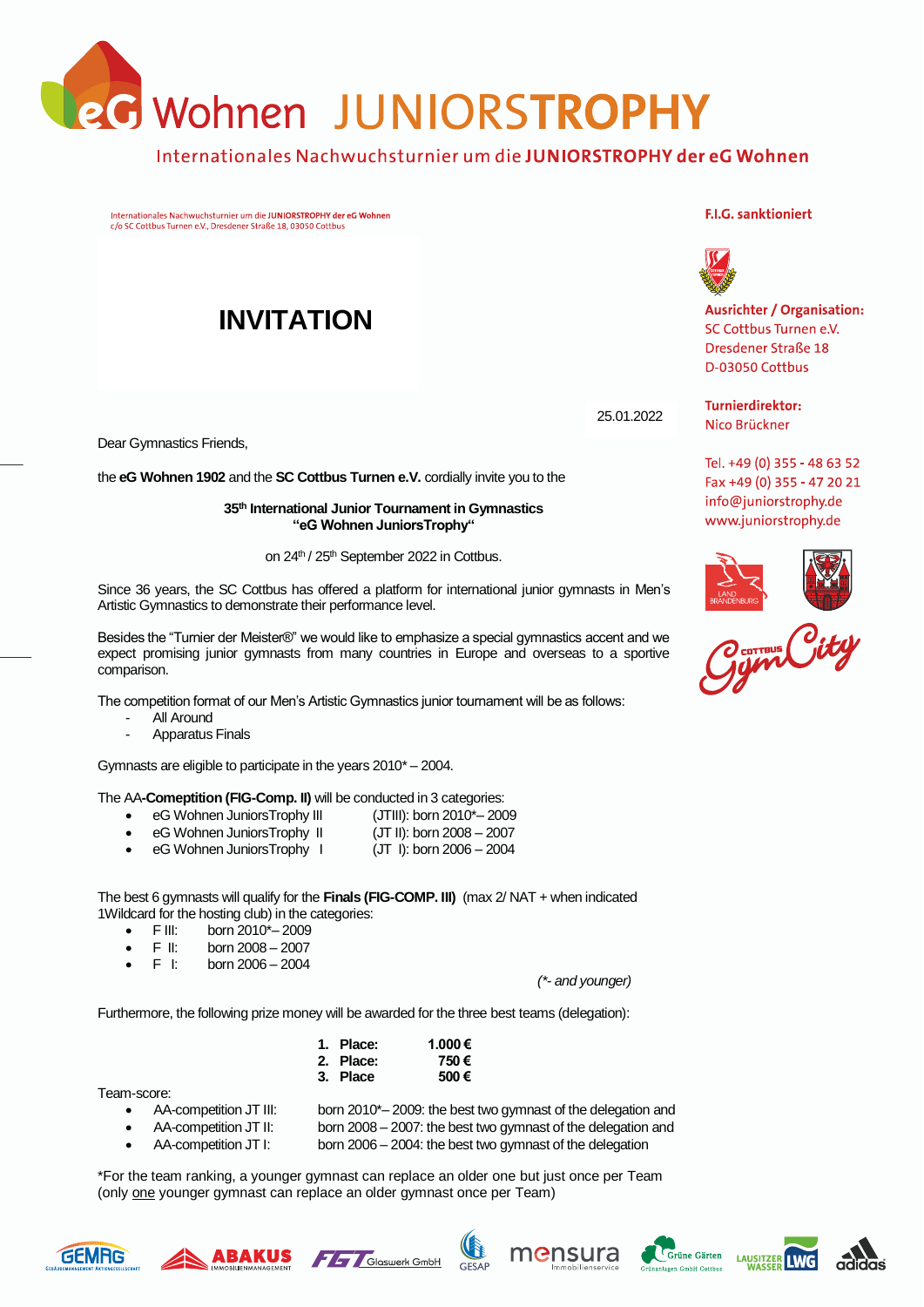# eG Wohnen JUNIORSTROPHY

Internationales Nachwuchsturnier um die **JUNIORSTROPHY der eG Wohnen**

Internationales Nachwuchsturnier um die JUNIORSTROPHY der eG Wohnen
c/o SC Cottbus Turnen e.V., Dresdener Straße 18, 03050 Cottbus

**F.I.G. sanktioniert**

**Ausrichter / Organisation:**
SC Cottbus Turnen e.V.
Dresdener Straße 18
D-03050 Cottbus

**Turnierdirektor:**
Nico Brückner

Tel. +49 (0) 355 - 48 63 52
Fax +49 (0) 355 - 47 20 21
info@juniorstrophy.de
www.juniorstrophy.de

## INVITATION

25.01.2022

Dear Gymnastics Friends,

the **eG Wohnen 1902** and the **SC Cottbus Turnen e.V.** cordially invite you to the

**35th International Junior Tournament in Gymnastics**
**"eG Wohnen JuniorsTrophy"**

on 24th / 25th September 2022 in Cottbus.

Since 36 years, the SC Cottbus has offered a platform for international junior gymnasts in Men's Artistic Gymnastics to demonstrate their performance level.

Besides the "Turnier der Meister®" we would like to emphasize a special gymnastics accent and we expect promising junior gymnasts from many countries in Europe and overseas to a sportive comparison.

The competition format of our Men's Artistic Gymnastics junior tournament will be as follows:

- All Around
- Apparatus Finals

Gymnasts are eligible to participate in the years 2010* – 2004.

The AA-**Comeptition (FIG-Comp. II)** will be conducted in 3 categories:

- eG Wohnen JuniorsTrophy III (JTIII): born 2010*– 2009
- eG Wohnen JuniorsTrophy II (JT II): born 2008 – 2007
- eG Wohnen JuniorsTrophy I (JT I): born 2006 – 2004

The best 6 gymnasts will qualify for the **Finals (FIG-COMP. III)** (max 2/ NAT + when indicated 1Wildcard for the hosting club) in the categories:

- F III: born 2010*– 2009
- F II: born 2008 – 2007
- F I: born 2006 – 2004

*(*- and younger)*

Furthermore, the following prize money will be awarded for the three best teams (delegation):

| | |
|---|---|
| **1. Place:** | **1.000 €** |
| **2. Place:** | **750 €** |
| **3. Place** | **500 €** |

Team-score:

- AA-competition JT III: born 2010*– 2009: the best two gymnast of the delegation and
- AA-competition JT II: born 2008 – 2007: the best two gymnast of the delegation and
- AA-competition JT I: born 2006 – 2004: the best two gymnast of the delegation

*For the team ranking, a younger gymnast can replace an older one but just once per Team (only one younger gymnast can replace an older gymnast once per Team)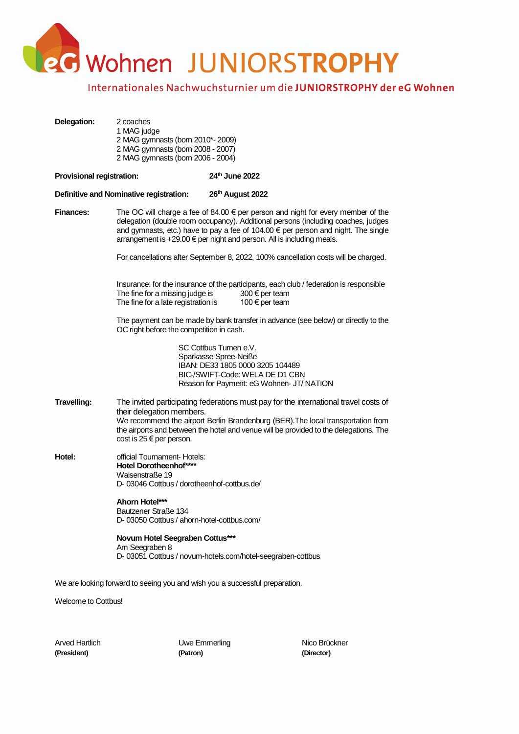# eG Wohnen JUNIORSTROPHY

Internationales Nachwuchsturnier um die **JUNIORSTROPHY der eG Wohnen**

**Delegation:**
2 coaches
1 MAG judge
2 MAG gymnasts (born 2010*- 2009)
2 MAG gymnasts (born 2008 - 2007)
2 MAG gymnasts (born 2006 - 2004)

**Provisional registration:** **24th June 2022**

**Definitive and Nominative registration:** **26th August 2022**

**Finances:**
The OC will charge a fee of 84.00 € per person and night for every member of the delegation (double room occupancy). Additional persons (including coaches, judges and gymnasts, etc.) have to pay a fee of 104.00 € per person and night. The single arrangement is +29.00 € per night and person. All is including meals.

For cancellations after September 8, 2022, 100% cancellation costs will be charged.

Insurance: for the insurance of the participants, each club / federation is responsible
The fine for a missing judge is 300 € per team
The fine for a late registration is 100 € per team

The payment can be made by bank transfer in advance (see below) or directly to the OC right before the competition in cash.

SC Cottbus Turnen e.V.
Sparkasse Spree-Neiße
IBAN: DE33 1805 0000 3205 104489
BIC-/SWIFT-Code: WELA DE D1 CBN
Reason for Payment: eG Wohnen- JT/ NATION

**Travelling:**
The invited participating federations must pay for the international travel costs of their delegation members.
We recommend the airport Berlin Brandenburg (BER).The local transportation from the airports and between the hotel and venue will be provided to the delegations. The cost is 25 € per person.

**Hotel:**
official Tournament- Hotels:

**Hotel Dorotheenhof******
Waisenstraße 19
D- 03046 Cottbus / dorotheenhof-cottbus.de/

**Ahorn Hotel*****
Bautzener Straße 134
D- 03050 Cottbus / ahorn-hotel-cottbus.com/

**Novum Hotel Seegraben Cottus*****
Am Seegraben 8
D- 03051 Cottbus / novum-hotels.com/hotel-seegraben-cottbus

We are looking forward to seeing you and wish you a successful preparation.

Welcome to Cottbus!

| Arved Hartlich | Uwe Emmerling | Nico Brückner |
|---|---|---|
| **(President)** | **(Patron)** | **(Director)** |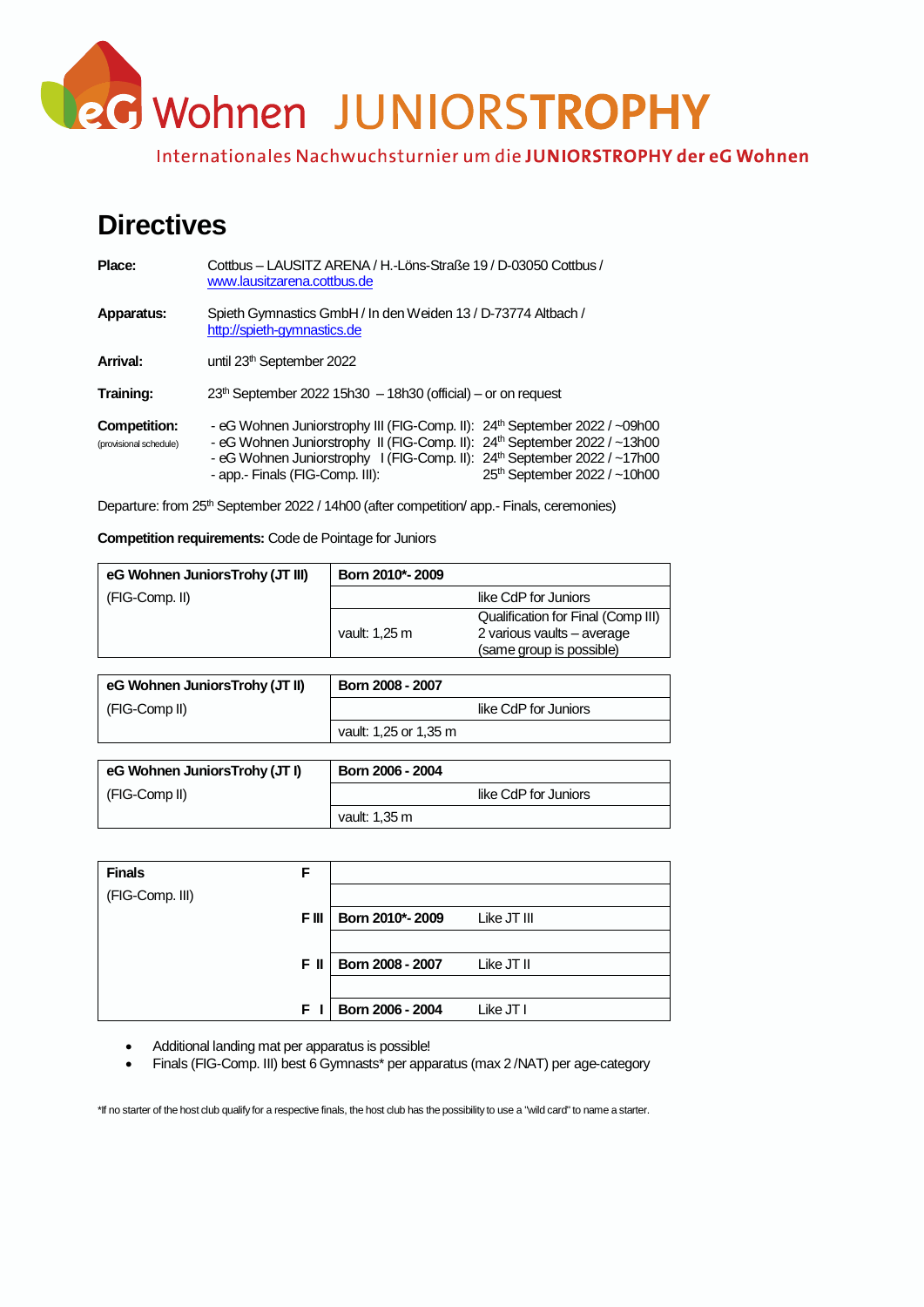eG Wohnen JUNIORSTROPHY

Internationales Nachwuchsturnier um die **JUNIORSTROPHY der eG Wohnen**

# Directives

**Place:** Cottbus – LAUSITZ ARENA / H.-Löns-Straße 19 / D-03050 Cottbus / www.lausitzarena.cottbus.de

**Apparatus:** Spieth Gymnastics GmbH / In den Weiden 13 / D-73774 Altbach / http://spieth-gymnastics.de

**Arrival:** until 23th September 2022

**Training:** 23th September 2022 15h30 – 18h30 (official) – or on request

**Competition:** (provisional schedule)

- eG Wohnen Juniorstrophy III (FIG-Comp. II): 24th September 2022 / ~09h00
- eG Wohnen Juniorstrophy II (FIG-Comp. II): 24th September 2022 / ~13h00
- eG Wohnen Juniorstrophy I (FIG-Comp. II): 24th September 2022 / ~17h00
- app.- Finals (FIG-Comp. III): 25th September 2022 / ~10h00

Departure: from 25th September 2022 / 14h00 (after competition/ app.- Finals, ceremonies)

**Competition requirements:** Code de Pointage for Juniors

| **eG Wohnen JuniorsTrohy (JT III)** | **Born 2010*- 2009** | |
|---|---|---|
| (FIG-Comp. II) | | like CdP for Juniors |
| | vault: 1,25 m | Qualification for Final (Comp III) 2 various vaults – average (same group is possible) |

| **eG Wohnen JuniorsTrohy (JT II)** | **Born 2008 - 2007** | |
|---|---|---|
| (FIG-Comp II) | | like CdP for Juniors |
| | vault: 1,25 or 1,35 m | |

| **eG Wohnen JuniorsTrohy (JT I)** | **Born 2006 - 2004** | |
|---|---|---|
| (FIG-Comp II) | | like CdP for Juniors |
| | vault: 1,35 m | |

| **Finals** | **F** | | |
|---|---|---|---|
| (FIG-Comp. III) | | | |
| | **F III** | **Born 2010*- 2009** | Like JT III |
| | | | |
| | **F II** | **Born 2008 - 2007** | Like JT II |
| | | | |
| | **F I** | **Born 2006 - 2004** | Like JT I |

- Additional landing mat per apparatus is possible!
- Finals (FIG-Comp. III) best 6 Gymnasts* per apparatus (max 2 /NAT) per age-category

*If no starter of the host club qualify for a respective finals, the host club has the possibility to use a "wild card" to name a starter.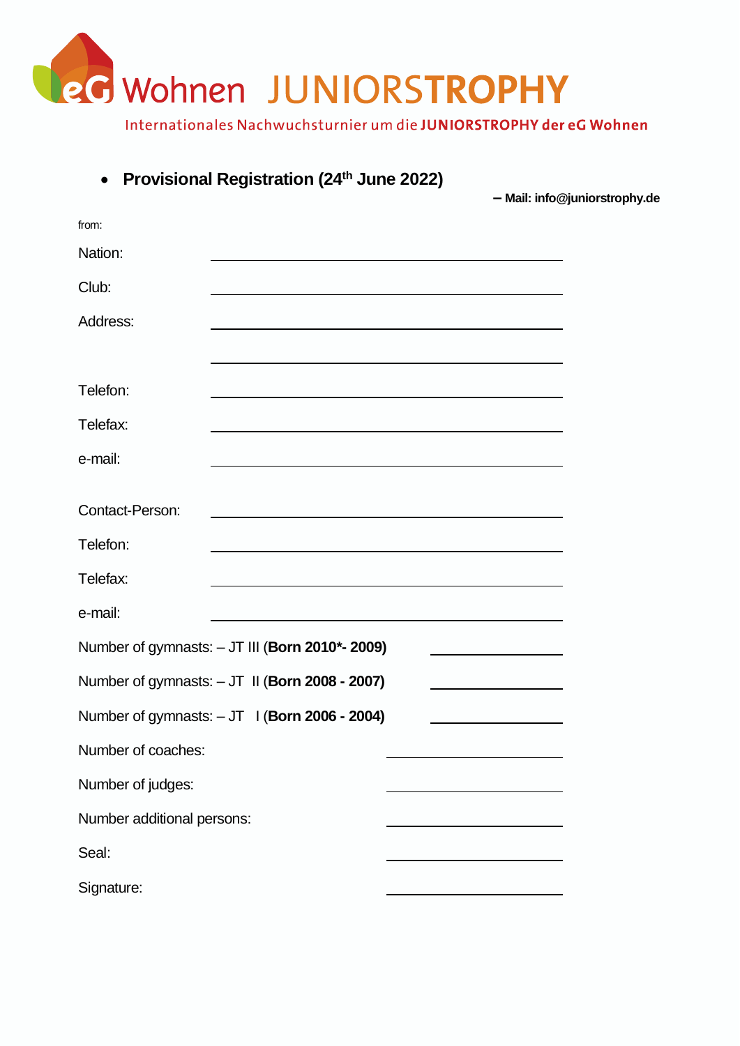eG Wohnen JUNIORSTROPHY

Internationales Nachwuchsturnier um die **JUNIORSTROPHY der eG Wohnen**

- **Provisional Registration (24th June 2022)**

**– Mail: info@juniorstrophy.de**

from:

Nation: ______________________________

Club: ______________________________

Address: ______________________________

______________________________

Telefon: ______________________________

Telefax: ______________________________

e-mail: ______________________________

Contact-Person: ______________________________

Telefon: ______________________________

Telefax: ______________________________

e-mail: ______________________________

Number of gymnasts: – JT III (**Born 2010*- 2009)** ______________

Number of gymnasts: – JT II (**Born 2008 - 2007)** ______________

Number of gymnasts: – JT I (**Born 2006 - 2004)** ______________

Number of coaches: ______________

Number of judges: ______________

Number additional persons: ______________

Seal: ______________

Signature: ______________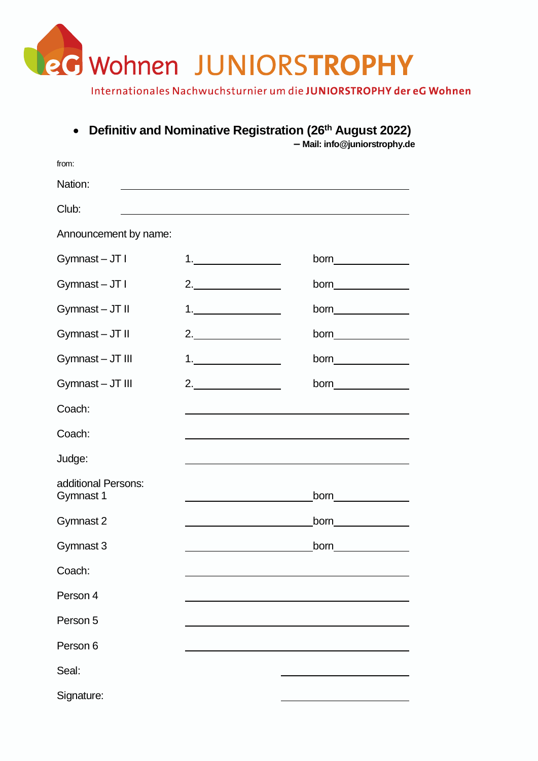eG Wohnen JUNIORSTROPHY

Internationales Nachwuchsturnier um die **JUNIORSTROPHY der eG Wohnen**

- **Definitiv and Nominative Registration (26th August 2022)**
  **– Mail: info@juniorstrophy.de**

from:

Nation: \_\_\_\_\_\_\_\_\_\_\_\_\_\_\_\_\_\_\_\_\_\_\_\_\_\_\_\_\_\_\_\_\_\_\_\_\_\_\_\_

Club: \_\_\_\_\_\_\_\_\_\_\_\_\_\_\_\_\_\_\_\_\_\_\_\_\_\_\_\_\_\_\_\_\_\_\_\_\_\_\_\_

Announcement by name:

| | | |
|---|---|---|
| Gymnast – JT I | 1.\_\_\_\_\_\_\_\_\_\_\_\_ | born\_\_\_\_\_\_\_\_\_\_ |
| Gymnast – JT I | 2.\_\_\_\_\_\_\_\_\_\_\_\_ | born\_\_\_\_\_\_\_\_\_\_ |
| Gymnast – JT II | 1.\_\_\_\_\_\_\_\_\_\_\_\_ | born\_\_\_\_\_\_\_\_\_\_ |
| Gymnast – JT II | 2.\_\_\_\_\_\_\_\_\_\_\_\_ | born\_\_\_\_\_\_\_\_\_\_ |
| Gymnast – JT III | 1.\_\_\_\_\_\_\_\_\_\_\_\_ | born\_\_\_\_\_\_\_\_\_\_ |
| Gymnast – JT III | 2.\_\_\_\_\_\_\_\_\_\_\_\_ | born\_\_\_\_\_\_\_\_\_\_ |
| Coach: | \_\_\_\_\_\_\_\_\_\_\_\_ | \_\_\_\_\_\_\_\_\_\_ |
| Coach: | \_\_\_\_\_\_\_\_\_\_\_\_ | \_\_\_\_\_\_\_\_\_\_ |
| Judge: | \_\_\_\_\_\_\_\_\_\_\_\_ | \_\_\_\_\_\_\_\_\_\_ |
| additional Persons: Gymnast 1 | \_\_\_\_\_\_\_\_\_\_\_\_ | born\_\_\_\_\_\_\_\_\_\_ |
| Gymnast 2 | \_\_\_\_\_\_\_\_\_\_\_\_ | born\_\_\_\_\_\_\_\_\_\_ |
| Gymnast 3 | \_\_\_\_\_\_\_\_\_\_\_\_ | born\_\_\_\_\_\_\_\_\_\_ |
| Coach: | \_\_\_\_\_\_\_\_\_\_\_\_ | \_\_\_\_\_\_\_\_\_\_ |
| Person 4 | \_\_\_\_\_\_\_\_\_\_\_\_ | \_\_\_\_\_\_\_\_\_\_ |
| Person 5 | \_\_\_\_\_\_\_\_\_\_\_\_ | \_\_\_\_\_\_\_\_\_\_ |
| Person 6 | \_\_\_\_\_\_\_\_\_\_\_\_ | \_\_\_\_\_\_\_\_\_\_ |

Seal: \_\_\_\_\_\_\_\_\_\_\_\_\_\_\_\_\_\_\_\_

Signature: \_\_\_\_\_\_\_\_\_\_\_\_\_\_\_\_\_\_\_\_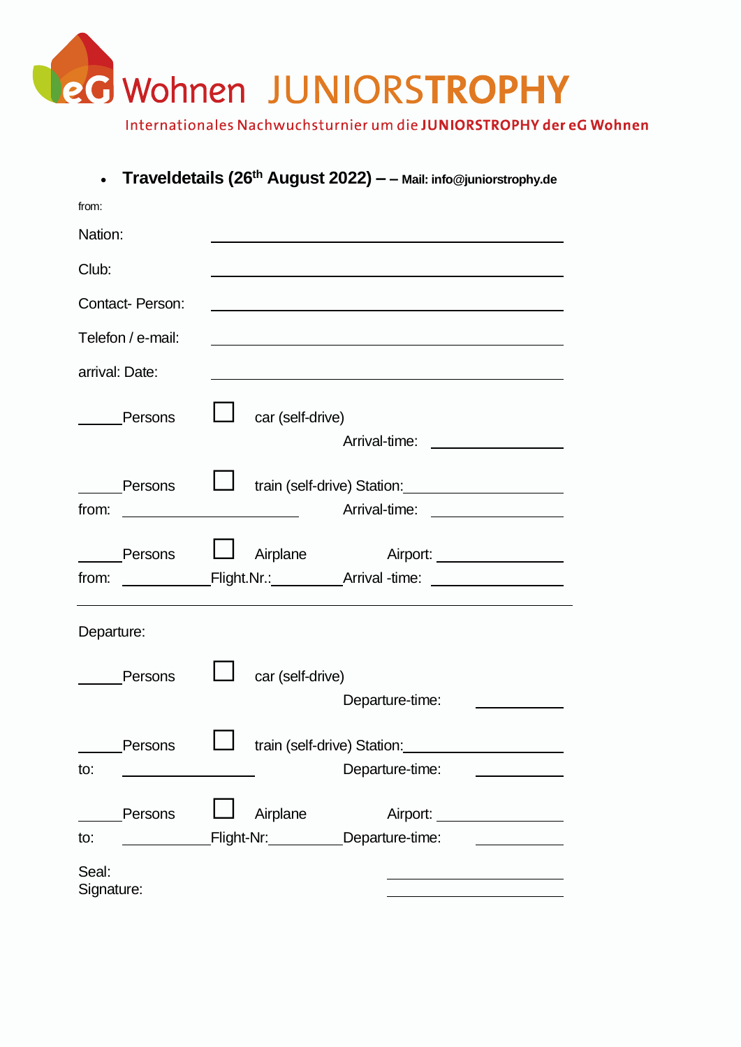eG Wohnen JUNIORSTROPHY

Internationales Nachwuchsturnier um die **JUNIORSTROPHY der eG Wohnen**

- **Traveldetails (26th August 2022) – – Mail: info@juniorstrophy.de**

from:

Nation: ____________________

Club: ____________________

Contact- Person: ____________________

Telefon / e-mail: ____________________

arrival: Date: ____________________

_____ Persons ☐ car (self-drive)
Arrival-time: __________

_____ Persons ☐ train (self-drive) Station: __________
from: __________ Arrival-time: __________

_____ Persons ☐ Airplane Airport: __________
from: __________ Flight.Nr.: __________ Arrival -time: __________

---

Departure:

_____ Persons ☐ car (self-drive)
Departure-time: __________

_____ Persons ☐ train (self-drive) Station: __________
to: __________ Departure-time: __________

_____ Persons ☐ Airplane Airport: __________
to: __________ Flight-Nr: __________ Departure-time: __________

Seal: __________
Signature: __________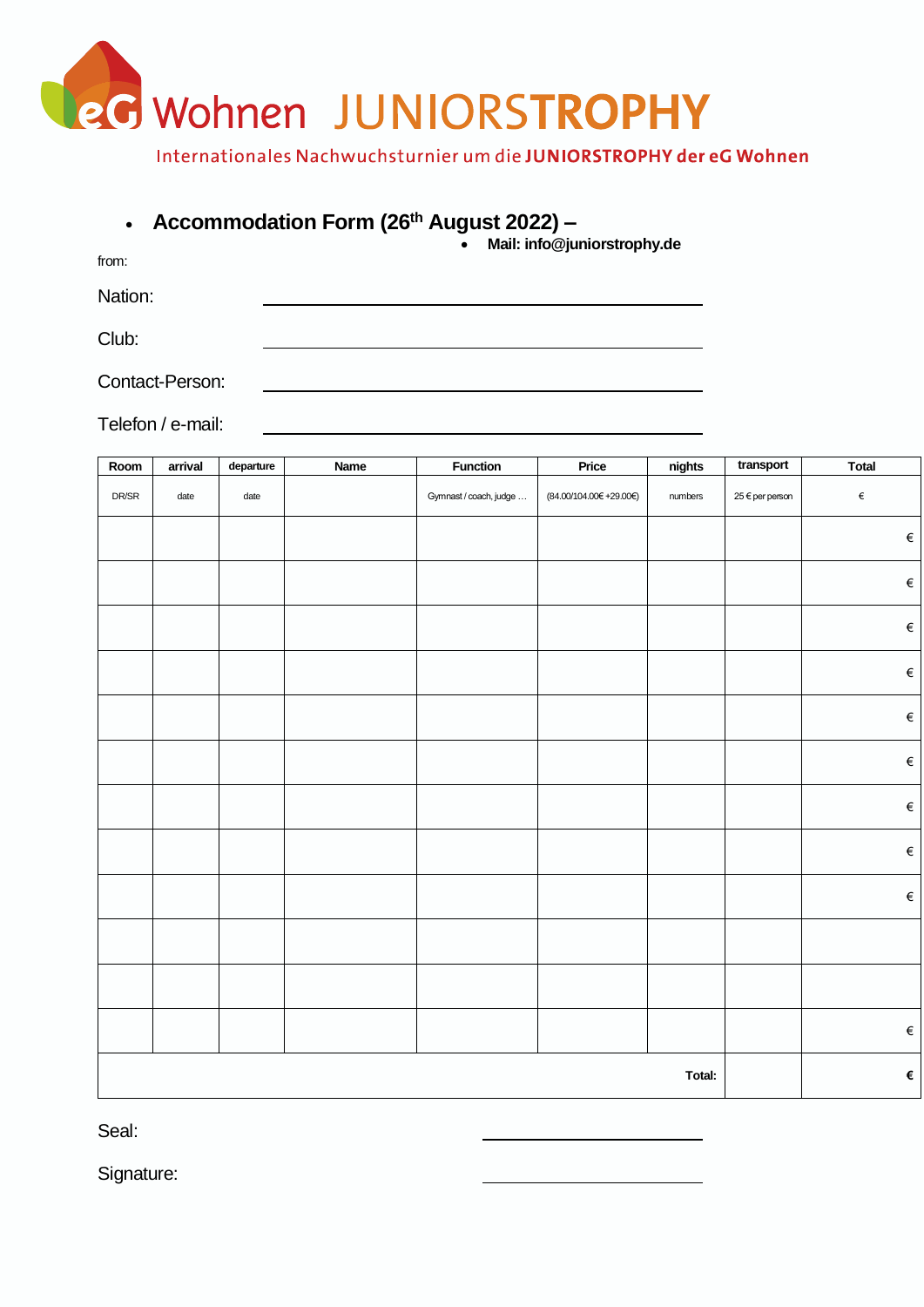eG Wohnen JUNIORSTROPHY

Internationales Nachwuchsturnier um die **JUNIORSTROPHY der eG Wohnen**

- **Accommodation Form (26th August 2022) –**
  - **Mail: info@juniorstrophy.de**

from:

Nation: ______________________________

Club: ______________________________

Contact-Person: ______________________________

Telefon / e-mail: ______________________________

| Room | arrival | departure | Name | Function | Price | nights | transport | Total |
|---|---|---|---|---|---|---|---|---|
| DR/SR | date | date | | Gymnast / coach, judge … | (84.00/104.00€ +29.00€) | numbers | 25 € per person | € |
| | | | | | | | | € |
| | | | | | | | | € |
| | | | | | | | | € |
| | | | | | | | | € |
| | | | | | | | | € |
| | | | | | | | | € |
| | | | | | | | | € |
| | | | | | | | | € |
| | | | | | | | | € |
| | | | | | | | | |
| | | | | | | | | |
| | | | | | | | | € |
| | | | | | | **Total:** | | **€** |

Seal: ______________________________

Signature: ______________________________